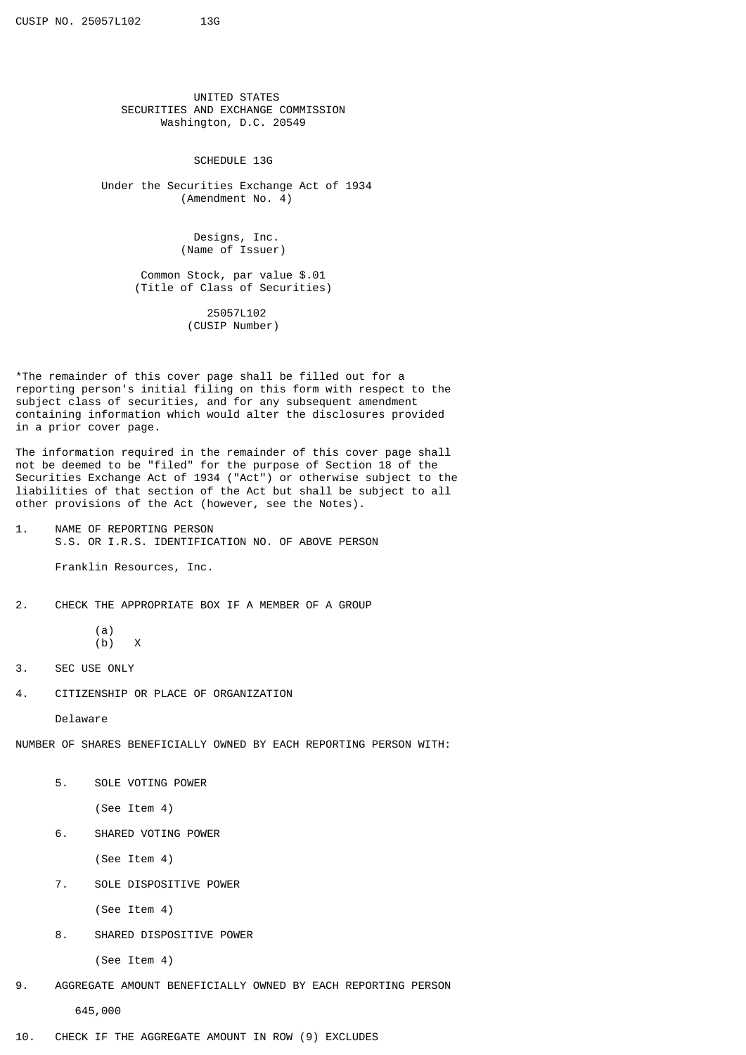UNITED STATES
SECURITIES AND EXCHANGE COMMISSION
Washington, D.C. 20549

# SCHEDULE 13G

Under the Securities Exchange Act of 1934
(Amendment No. 4)

Designs, Inc.
(Name of Issuer)

Common Stock, par value $.01
(Title of Class of Securities)

25057L102
(CUSIP Number)

*The remainder of this cover page shall be filled out for a reporting person's initial filing on this form with respect to the subject class of securities, and for any subsequent amendment containing information which would alter the disclosures provided in a prior cover page.

The information required in the remainder of this cover page shall not be deemed to be "filed" for the purpose of Section 18 of the Securities Exchange Act of 1934 ("Act") or otherwise subject to the liabilities of that section of the Act but shall be subject to all other provisions of the Act (however, see the Notes).

1. NAME OF REPORTING PERSON
   S.S. OR I.R.S. IDENTIFICATION NO. OF ABOVE PERSON

   Franklin Resources, Inc.

2. CHECK THE APPROPRIATE BOX IF A MEMBER OF A GROUP

   (a)
   (b) X

3. SEC USE ONLY

4. CITIZENSHIP OR PLACE OF ORGANIZATION

   Delaware

NUMBER OF SHARES BENEFICIALLY OWNED BY EACH REPORTING PERSON WITH:

5. SOLE VOTING POWER

   (See Item 4)

6. SHARED VOTING POWER

   (See Item 4)

7. SOLE DISPOSITIVE POWER

   (See Item 4)

8. SHARED DISPOSITIVE POWER

   (See Item 4)

9. AGGREGATE AMOUNT BENEFICIALLY OWNED BY EACH REPORTING PERSON

   645,000

10. CHECK IF THE AGGREGATE AMOUNT IN ROW (9) EXCLUDES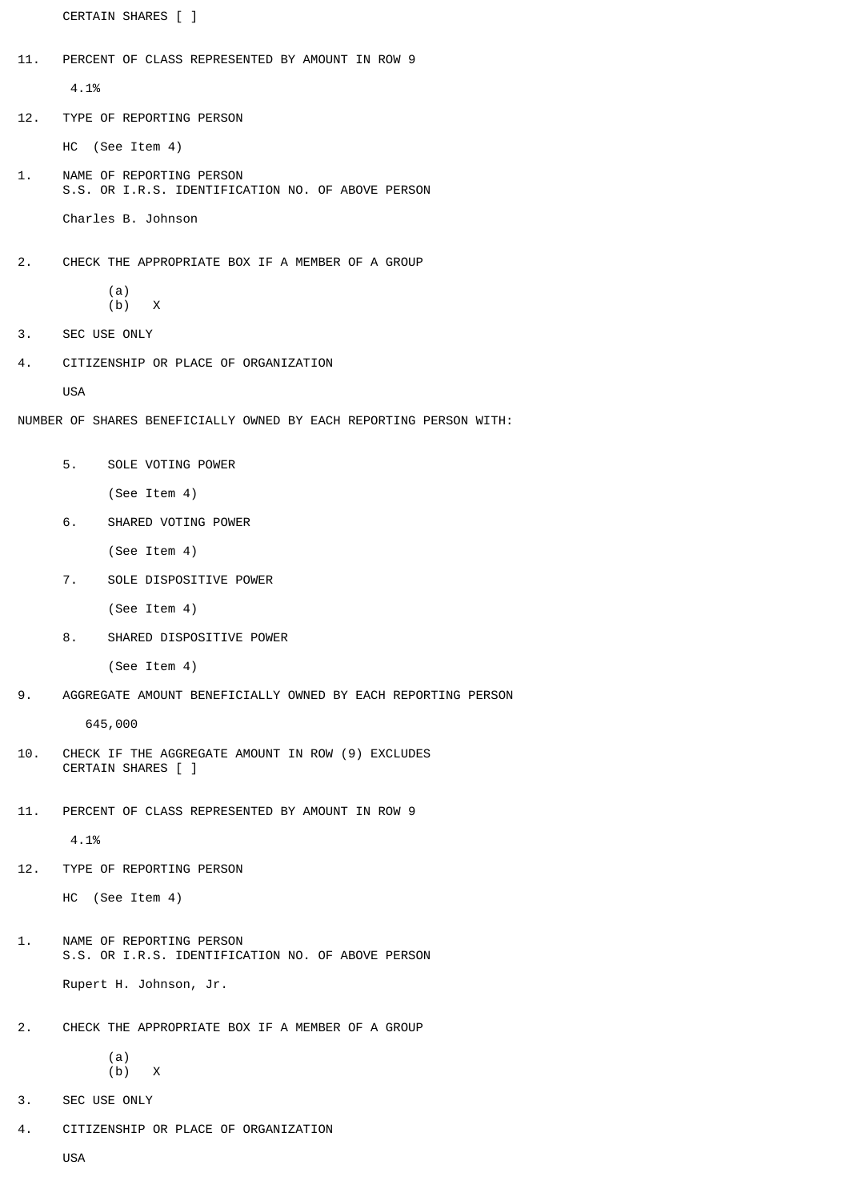CERTAIN SHARES [ ]

11. PERCENT OF CLASS REPRESENTED BY AMOUNT IN ROW 9

    4.1%

12. TYPE OF REPORTING PERSON

    HC (See Item 4)

1. NAME OF REPORTING PERSON
   S.S. OR I.R.S. IDENTIFICATION NO. OF ABOVE PERSON

   Charles B. Johnson

2. CHECK THE APPROPRIATE BOX IF A MEMBER OF A GROUP

   (a)
   (b) X

3. SEC USE ONLY

4. CITIZENSHIP OR PLACE OF ORGANIZATION

   USA

NUMBER OF SHARES BENEFICIALLY OWNED BY EACH REPORTING PERSON WITH:

5. SOLE VOTING POWER

   (See Item 4)

6. SHARED VOTING POWER

   (See Item 4)

7. SOLE DISPOSITIVE POWER

   (See Item 4)

8. SHARED DISPOSITIVE POWER

   (See Item 4)

9. AGGREGATE AMOUNT BENEFICIALLY OWNED BY EACH REPORTING PERSON

   645,000

10. CHECK IF THE AGGREGATE AMOUNT IN ROW (9) EXCLUDES
    CERTAIN SHARES [ ]

11. PERCENT OF CLASS REPRESENTED BY AMOUNT IN ROW 9

    4.1%

12. TYPE OF REPORTING PERSON

    HC (See Item 4)

1. NAME OF REPORTING PERSON
   S.S. OR I.R.S. IDENTIFICATION NO. OF ABOVE PERSON

   Rupert H. Johnson, Jr.

2. CHECK THE APPROPRIATE BOX IF A MEMBER OF A GROUP

   (a)
   (b) X

3. SEC USE ONLY

4. CITIZENSHIP OR PLACE OF ORGANIZATION

   USA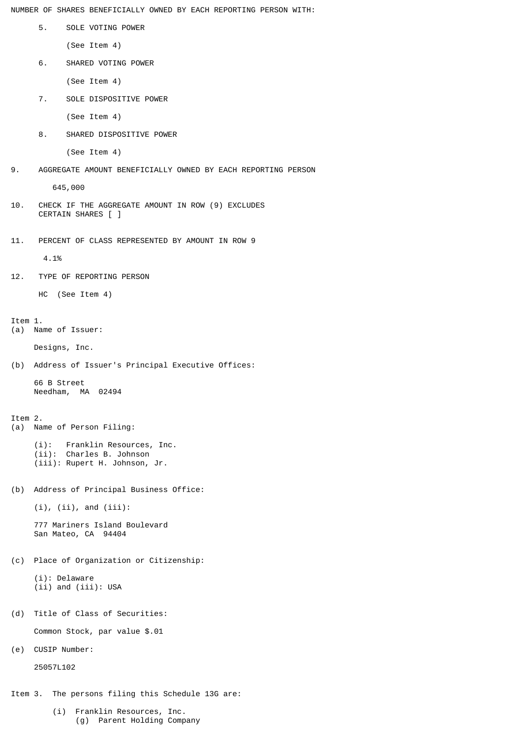NUMBER OF SHARES BENEFICIALLY OWNED BY EACH REPORTING PERSON WITH:

5. SOLE VOTING POWER

   (See Item 4)

6. SHARED VOTING POWER

   (See Item 4)

7. SOLE DISPOSITIVE POWER

   (See Item 4)

8. SHARED DISPOSITIVE POWER

   (See Item 4)

9. AGGREGATE AMOUNT BENEFICIALLY OWNED BY EACH REPORTING PERSON

   645,000

10. CHECK IF THE AGGREGATE AMOUNT IN ROW (9) EXCLUDES CERTAIN SHARES [ ]

11. PERCENT OF CLASS REPRESENTED BY AMOUNT IN ROW 9

   4.1%

12. TYPE OF REPORTING PERSON

   HC (See Item 4)

Item 1.

(a) Name of Issuer:

Designs, Inc.

(b) Address of Issuer's Principal Executive Offices:

66 B Street
Needham, MA 02494

Item 2.

(a) Name of Person Filing:

(i): Franklin Resources, Inc.
(ii): Charles B. Johnson
(iii): Rupert H. Johnson, Jr.

(b) Address of Principal Business Office:

(i), (ii), and (iii):

777 Mariners Island Boulevard
San Mateo, CA 94404

(c) Place of Organization or Citizenship:

(i): Delaware
(ii) and (iii): USA

(d) Title of Class of Securities:

Common Stock, par value $.01

(e) CUSIP Number:

25057L102

Item 3. The persons filing this Schedule 13G are:

(i) Franklin Resources, Inc.
   (g) Parent Holding Company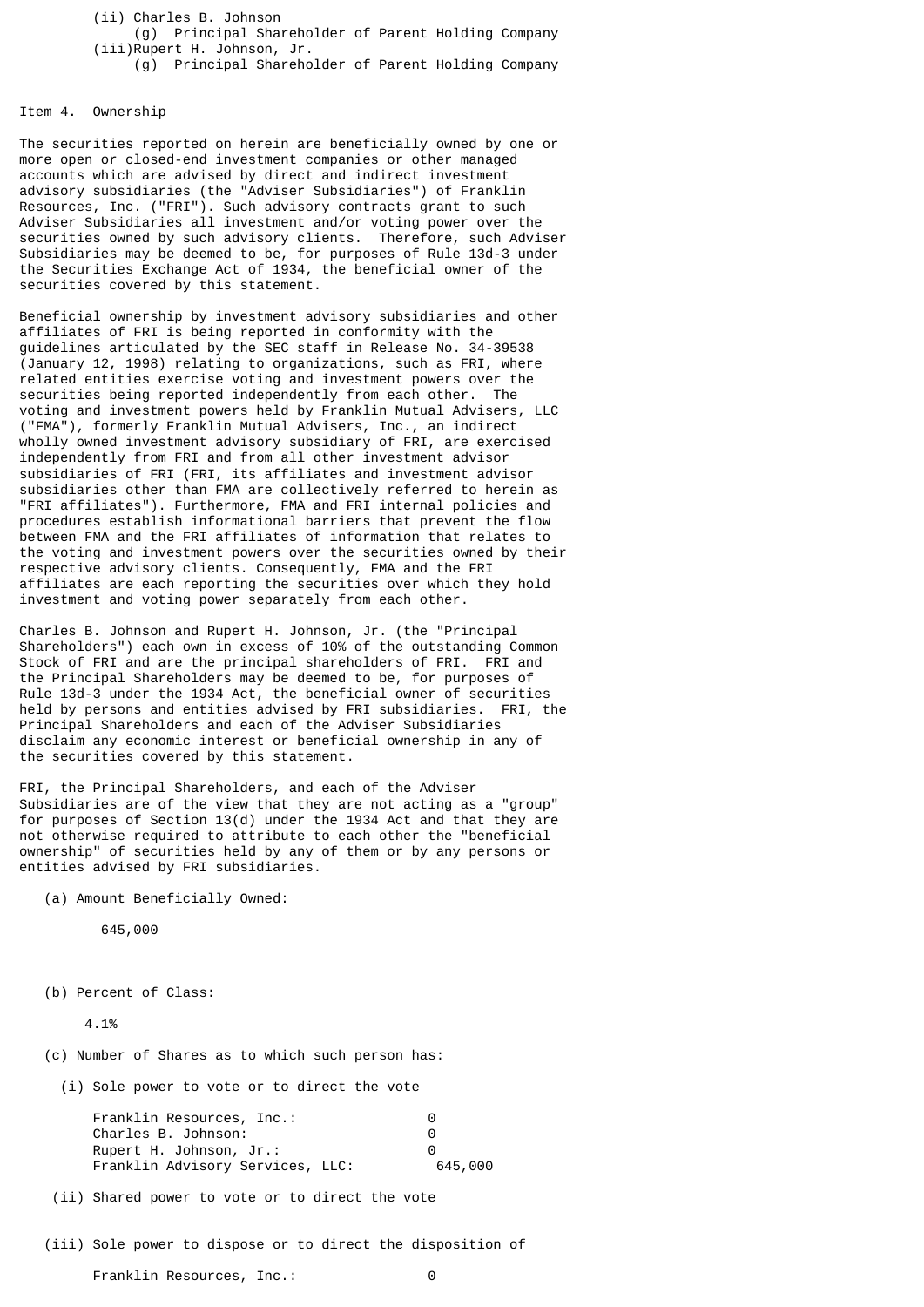(ii) Charles B. Johnson
    (g) Principal Shareholder of Parent Holding Company
(iii) Rupert H. Johnson, Jr.
    (g) Principal Shareholder of Parent Holding Company

Item 4. Ownership

The securities reported on herein are beneficially owned by one or more open or closed-end investment companies or other managed accounts which are advised by direct and indirect investment advisory subsidiaries (the "Adviser Subsidiaries") of Franklin Resources, Inc. ("FRI"). Such advisory contracts grant to such Adviser Subsidiaries all investment and/or voting power over the securities owned by such advisory clients. Therefore, such Adviser Subsidiaries may be deemed to be, for purposes of Rule 13d-3 under the Securities Exchange Act of 1934, the beneficial owner of the securities covered by this statement.

Beneficial ownership by investment advisory subsidiaries and other affiliates of FRI is being reported in conformity with the guidelines articulated by the SEC staff in Release No. 34-39538 (January 12, 1998) relating to organizations, such as FRI, where related entities exercise voting and investment powers over the securities being reported independently from each other. The voting and investment powers held by Franklin Mutual Advisers, LLC ("FMA"), formerly Franklin Mutual Advisers, Inc., an indirect wholly owned investment advisory subsidiary of FRI, are exercised independently from FRI and from all other investment advisor subsidiaries of FRI (FRI, its affiliates and investment advisor subsidiaries other than FMA are collectively referred to herein as "FRI affiliates"). Furthermore, FMA and FRI internal policies and procedures establish informational barriers that prevent the flow between FMA and the FRI affiliates of information that relates to the voting and investment powers over the securities owned by their respective advisory clients. Consequently, FMA and the FRI affiliates are each reporting the securities over which they hold investment and voting power separately from each other.

Charles B. Johnson and Rupert H. Johnson, Jr. (the "Principal Shareholders") each own in excess of 10% of the outstanding Common Stock of FRI and are the principal shareholders of FRI. FRI and the Principal Shareholders may be deemed to be, for purposes of Rule 13d-3 under the 1934 Act, the beneficial owner of securities held by persons and entities advised by FRI subsidiaries. FRI, the Principal Shareholders and each of the Adviser Subsidiaries disclaim any economic interest or beneficial ownership in any of the securities covered by this statement.

FRI, the Principal Shareholders, and each of the Adviser Subsidiaries are of the view that they are not acting as a "group" for purposes of Section 13(d) under the 1934 Act and that they are not otherwise required to attribute to each other the "beneficial ownership" of securities held by any of them or by any persons or entities advised by FRI subsidiaries.

(a) Amount Beneficially Owned:

645,000

(b) Percent of Class:

4.1%

(c) Number of Shares as to which such person has:

(i) Sole power to vote or to direct the vote

| | |
|---|---|
| Franklin Resources, Inc.: | 0 |
| Charles B. Johnson: | 0 |
| Rupert H. Johnson, Jr.: | 0 |
| Franklin Advisory Services, LLC: | 645,000 |

(ii) Shared power to vote or to direct the vote

(iii) Sole power to dispose or to direct the disposition of

| | |
|---|---|
| Franklin Resources, Inc.: | 0 |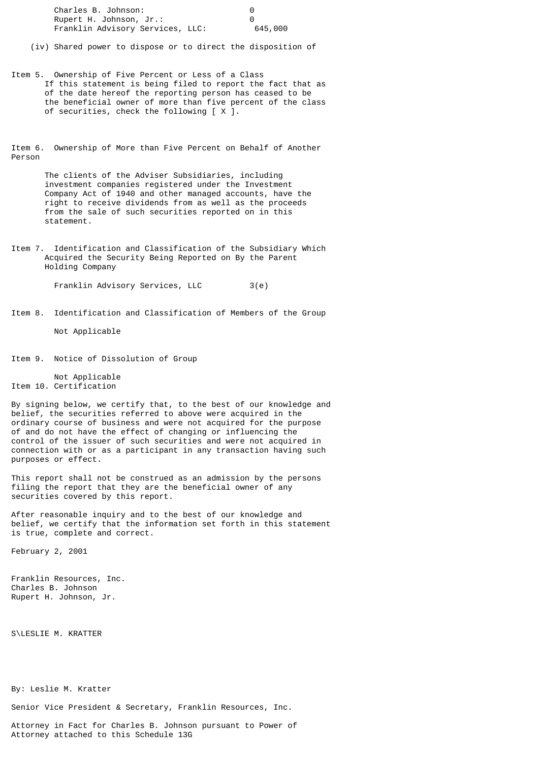| | |
|---|---|
| Charles B. Johnson: | 0 |
| Rupert H. Johnson, Jr.: | 0 |
| Franklin Advisory Services, LLC: | 645,000 |

(iv) Shared power to dispose or to direct the disposition of

Item 5. Ownership of Five Percent or Less of a Class

If this statement is being filed to report the fact that as of the date hereof the reporting person has ceased to be the beneficial owner of more than five percent of the class of securities, check the following [ X ].

Item 6. Ownership of More than Five Percent on Behalf of Another Person

The clients of the Adviser Subsidiaries, including investment companies registered under the Investment Company Act of 1940 and other managed accounts, have the right to receive dividends from as well as the proceeds from the sale of such securities reported on in this statement.

Item 7. Identification and Classification of the Subsidiary Which Acquired the Security Being Reported on By the Parent Holding Company

Franklin Advisory Services, LLC 3(e)

Item 8. Identification and Classification of Members of the Group

Not Applicable

Item 9. Notice of Dissolution of Group

Not Applicable

Item 10. Certification

By signing below, we certify that, to the best of our knowledge and belief, the securities referred to above were acquired in the ordinary course of business and were not acquired for the purpose of and do not have the effect of changing or influencing the control of the issuer of such securities and were not acquired in connection with or as a participant in any transaction having such purposes or effect.

This report shall not be construed as an admission by the persons filing the report that they are the beneficial owner of any securities covered by this report.

After reasonable inquiry and to the best of our knowledge and belief, we certify that the information set forth in this statement is true, complete and correct.

February 2, 2001

Franklin Resources, Inc.
Charles B. Johnson
Rupert H. Johnson, Jr.

S\LESLIE M. KRATTER

By: Leslie M. Kratter

Senior Vice President & Secretary, Franklin Resources, Inc.

Attorney in Fact for Charles B. Johnson pursuant to Power of Attorney attached to this Schedule 13G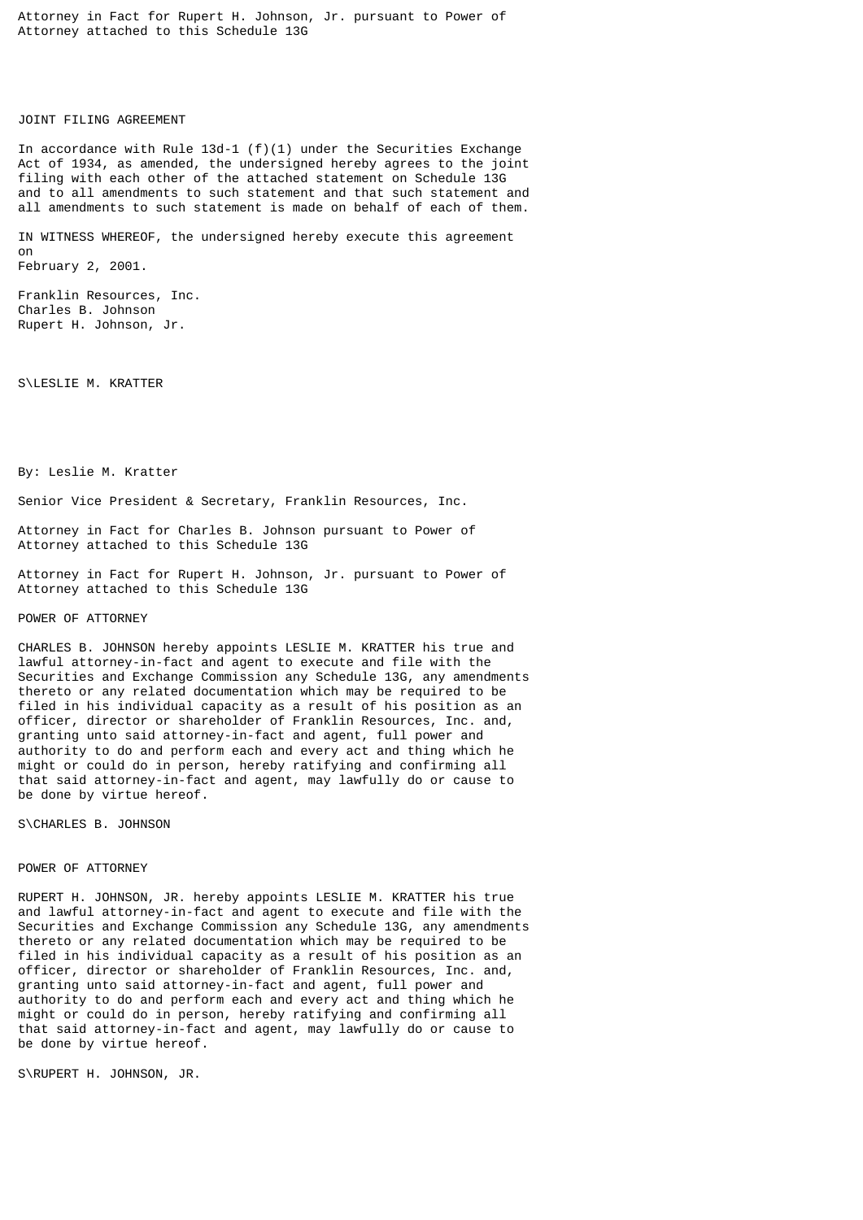Attorney in Fact for Rupert H. Johnson, Jr. pursuant to Power of Attorney attached to this Schedule 13G

JOINT FILING AGREEMENT

In accordance with Rule 13d-1 (f)(1) under the Securities Exchange Act of 1934, as amended, the undersigned hereby agrees to the joint filing with each other of the attached statement on Schedule 13G and to all amendments to such statement and that such statement and all amendments to such statement is made on behalf of each of them.

IN WITNESS WHEREOF, the undersigned hereby execute this agreement on
February 2, 2001.

Franklin Resources, Inc.
Charles B. Johnson
Rupert H. Johnson, Jr.

S\LESLIE M. KRATTER

By: Leslie M. Kratter

Senior Vice President & Secretary, Franklin Resources, Inc.

Attorney in Fact for Charles B. Johnson pursuant to Power of Attorney attached to this Schedule 13G

Attorney in Fact for Rupert H. Johnson, Jr. pursuant to Power of Attorney attached to this Schedule 13G

POWER OF ATTORNEY

CHARLES B. JOHNSON hereby appoints LESLIE M. KRATTER his true and lawful attorney-in-fact and agent to execute and file with the Securities and Exchange Commission any Schedule 13G, any amendments thereto or any related documentation which may be required to be filed in his individual capacity as a result of his position as an officer, director or shareholder of Franklin Resources, Inc. and, granting unto said attorney-in-fact and agent, full power and authority to do and perform each and every act and thing which he might or could do in person, hereby ratifying and confirming all that said attorney-in-fact and agent, may lawfully do or cause to be done by virtue hereof.

S\CHARLES B. JOHNSON

POWER OF ATTORNEY

RUPERT H. JOHNSON, JR. hereby appoints LESLIE M. KRATTER his true and lawful attorney-in-fact and agent to execute and file with the Securities and Exchange Commission any Schedule 13G, any amendments thereto or any related documentation which may be required to be filed in his individual capacity as a result of his position as an officer, director or shareholder of Franklin Resources, Inc. and, granting unto said attorney-in-fact and agent, full power and authority to do and perform each and every act and thing which he might or could do in person, hereby ratifying and confirming all that said attorney-in-fact and agent, may lawfully do or cause to be done by virtue hereof.

S\RUPERT H. JOHNSON, JR.